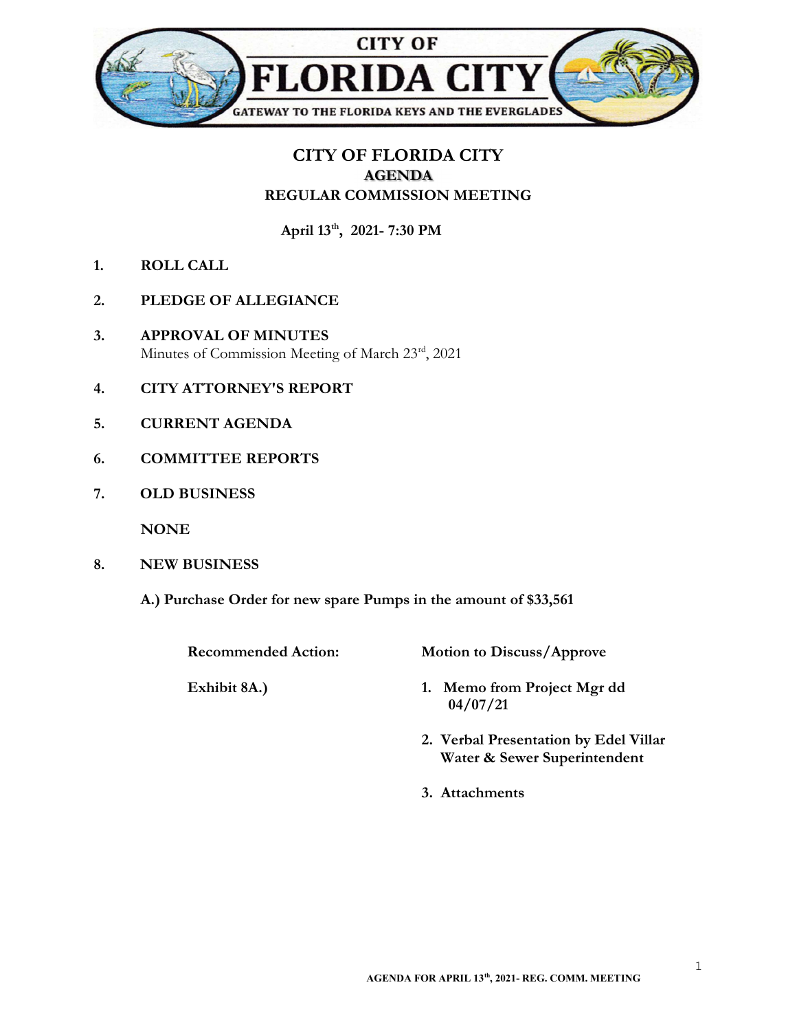CITY OF
# FLORIDA CITY
GATEWAY TO THE FLORIDA KEYS AND THE EVERGLADES

## CITY OF FLORIDA CITY
### AGENDA
### REGULAR COMMISSION MEETING

**April 13th, 2021- 7:30 PM**

1. **ROLL CALL**

2. **PLEDGE OF ALLEGIANCE**

3. **APPROVAL OF MINUTES**
   Minutes of Commission Meeting of March 23rd, 2021

4. **CITY ATTORNEY'S REPORT**

5. **CURRENT AGENDA**

6. **COMMITTEE REPORTS**

7. **OLD BUSINESS**

   **NONE**

8. **NEW BUSINESS**

   **A.) Purchase Order for new spare Pumps in the amount of $33,561**

   **Recommended Action:** **Motion to Discuss/Approve**

   **Exhibit 8A.)**
   1. **Memo from Project Mgr dd 04/07/21**
   2. **Verbal Presentation by Edel Villar Water & Sewer Superintendent**
   3. **Attachments**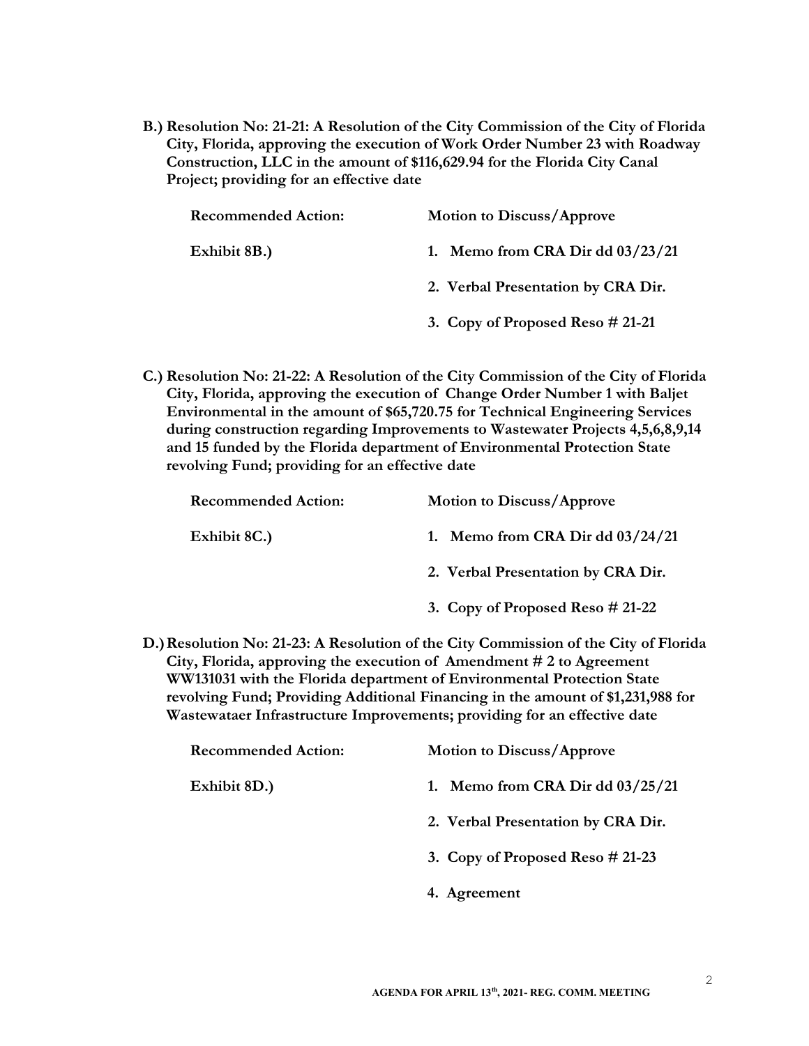**B.) Resolution No: 21-21: A Resolution of the City Commission of the City of Florida City, Florida, approving the execution of Work Order Number 23 with Roadway Construction, LLC in the amount of $116,629.94 for the Florida City Canal Project; providing for an effective date**

| | |
|---|---|
| **Recommended Action:** | **Motion to Discuss/Approve** |
| **Exhibit 8B.)** | **1. Memo from CRA Dir dd 03/23/21** |
| | **2. Verbal Presentation by CRA Dir.** |
| | **3. Copy of Proposed Reso # 21-21** |

**C.) Resolution No: 21-22: A Resolution of the City Commission of the City of Florida City, Florida, approving the execution of Change Order Number 1 with Baljet Environmental in the amount of $65,720.75 for Technical Engineering Services during construction regarding Improvements to Wastewater Projects 4,5,6,8,9,14 and 15 funded by the Florida department of Environmental Protection State revolving Fund; providing for an effective date**

| | |
|---|---|
| **Recommended Action:** | **Motion to Discuss/Approve** |
| **Exhibit 8C.)** | **1. Memo from CRA Dir dd 03/24/21** |
| | **2. Verbal Presentation by CRA Dir.** |
| | **3. Copy of Proposed Reso # 21-22** |

**D.) Resolution No: 21-23: A Resolution of the City Commission of the City of Florida City, Florida, approving the execution of Amendment # 2 to Agreement WW131031 with the Florida department of Environmental Protection State revolving Fund; Providing Additional Financing in the amount of $1,231,988 for Wastewataer Infrastructure Improvements; providing for an effective date**

| | |
|---|---|
| **Recommended Action:** | **Motion to Discuss/Approve** |
| **Exhibit 8D.)** | **1. Memo from CRA Dir dd 03/25/21** |
| | **2. Verbal Presentation by CRA Dir.** |
| | **3. Copy of Proposed Reso # 21-23** |
| | **4. Agreement** |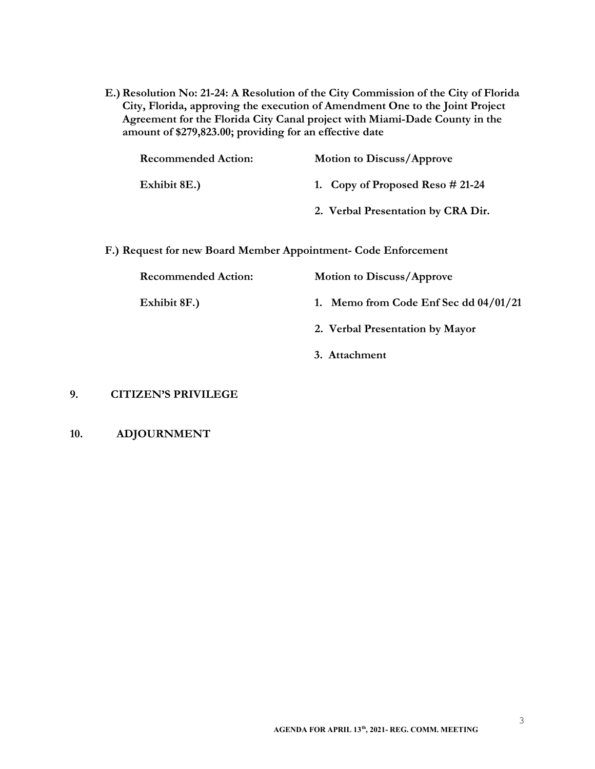**E.) Resolution No: 21-24: A Resolution of the City Commission of the City of Florida City, Florida, approving the execution of Amendment One to the Joint Project Agreement for the Florida City Canal project with Miami-Dade County in the amount of $279,823.00; providing for an effective date**

| | |
|---|---|
| **Recommended Action:** | **Motion to Discuss/Approve** |
| **Exhibit 8E.)** | **1. Copy of Proposed Reso # 21-24** |
| | **2. Verbal Presentation by CRA Dir.** |

**F.) Request for new Board Member Appointment- Code Enforcement**

| | |
|---|---|
| **Recommended Action:** | **Motion to Discuss/Approve** |
| **Exhibit 8F.)** | **1. Memo from Code Enf Sec dd 04/01/21** |
| | **2. Verbal Presentation by Mayor** |
| | **3. Attachment** |

## 9. CITIZEN'S PRIVILEGE

## 10. ADJOURNMENT